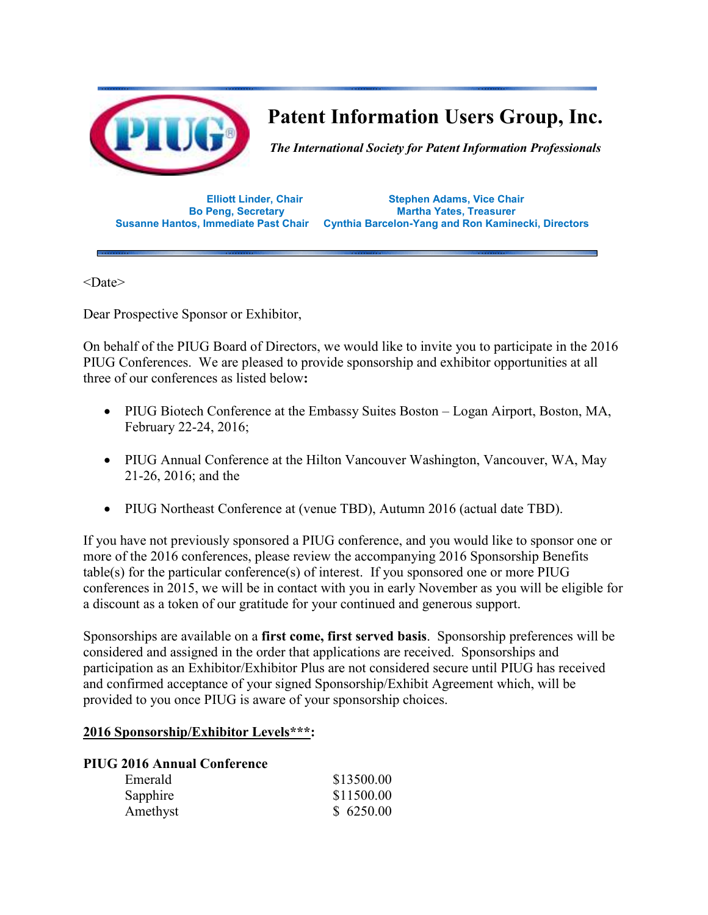# Patent Information Users Group, Inc.

***The International Society for Patent Information Professionals***

**Elliott Linder, Chair**
**Bo Peng, Secretary**
**Susanne Hantos, Immediate Past Chair**

**Stephen Adams, Vice Chair**
**Martha Yates, Treasurer**
**Cynthia Barcelon-Yang and Ron Kaminecki, Directors**

<Date>

Dear Prospective Sponsor or Exhibitor,

On behalf of the PIUG Board of Directors, we would like to invite you to participate in the 2016 PIUG Conferences. We are pleased to provide sponsorship and exhibitor opportunities at all three of our conferences as listed below**:**

- PIUG Biotech Conference at the Embassy Suites Boston – Logan Airport, Boston, MA, February 22-24, 2016;
- PIUG Annual Conference at the Hilton Vancouver Washington, Vancouver, WA, May 21-26, 2016; and the
- PIUG Northeast Conference at (venue TBD), Autumn 2016 (actual date TBD).

If you have not previously sponsored a PIUG conference, and you would like to sponsor one or more of the 2016 conferences, please review the accompanying 2016 Sponsorship Benefits table(s) for the particular conference(s) of interest. If you sponsored one or more PIUG conferences in 2015, we will be in contact with you in early November as you will be eligible for a discount as a token of our gratitude for your continued and generous support.

Sponsorships are available on a **first come, first served basis**. Sponsorship preferences will be considered and assigned in the order that applications are received. Sponsorships and participation as an Exhibitor/Exhibitor Plus are not considered secure until PIUG has received and confirmed acceptance of your signed Sponsorship/Exhibit Agreement which, will be provided to you once PIUG is aware of your sponsorship choices.

**2016 Sponsorship/Exhibitor Levels*****:**

**PIUG 2016 Annual Conference**

| | |
|---|---|
| Emerald | $13500.00 |
| Sapphire | $11500.00 |
| Amethyst | $ 6250.00 |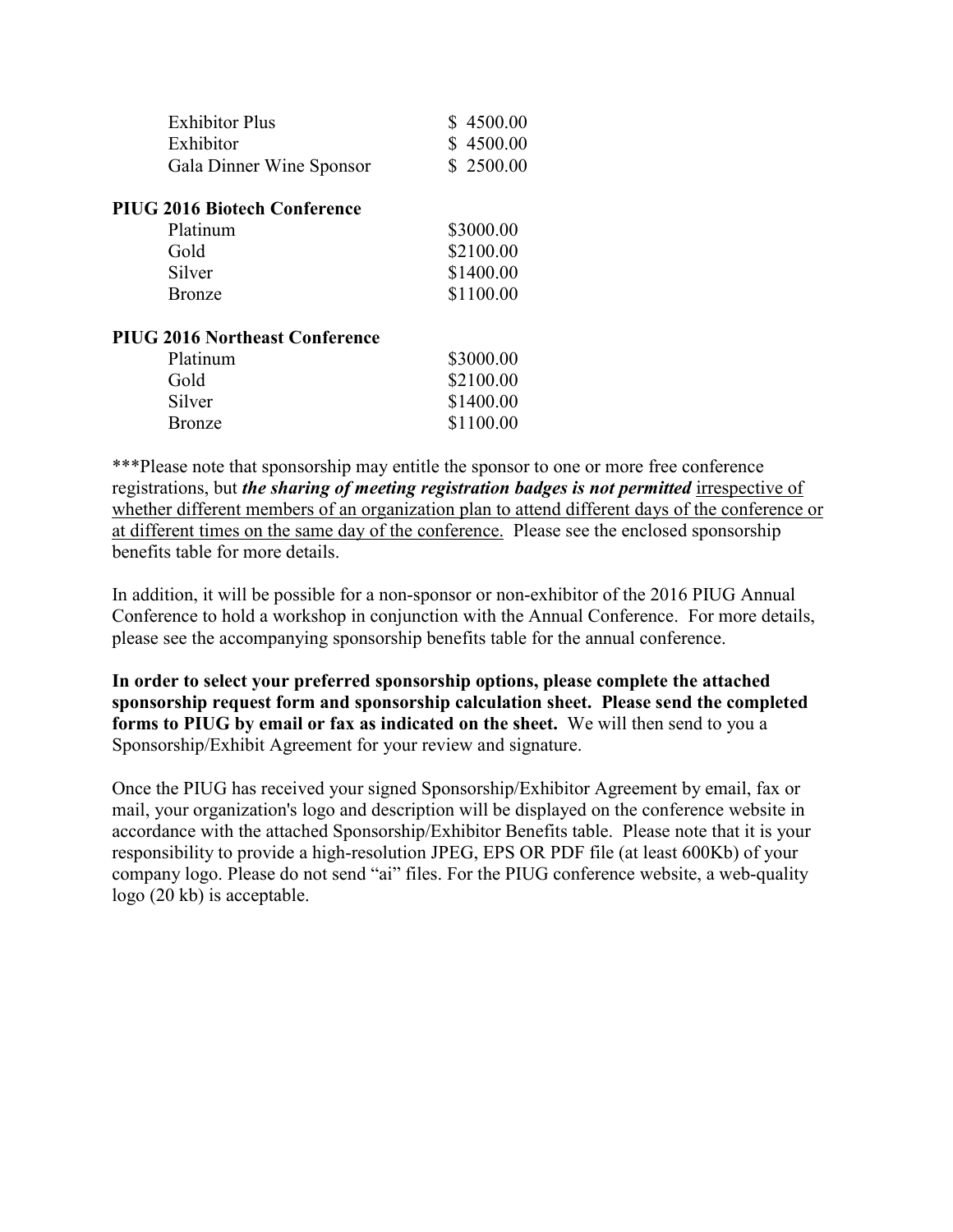| | |
|---|---|
| Exhibitor Plus | $ 4500.00 |
| Exhibitor | $ 4500.00 |
| Gala Dinner Wine Sponsor | $ 2500.00 |

**PIUG 2016 Biotech Conference**

| | |
|---|---|
| Platinum | $3000.00 |
| Gold | $2100.00 |
| Silver | $1400.00 |
| Bronze | $1100.00 |

**PIUG 2016 Northeast Conference**

| | |
|---|---|
| Platinum | $3000.00 |
| Gold | $2100.00 |
| Silver | $1400.00 |
| Bronze | $1100.00 |

***Please note that sponsorship may entitle the sponsor to one or more free conference registrations, but ***the sharing of meeting registration badges is not permitted*** <u>irrespective of whether different members of an organization plan to attend different days of the conference or at different times on the same day of the conference.</u> Please see the enclosed sponsorship benefits table for more details.

In addition, it will be possible for a non-sponsor or non-exhibitor of the 2016 PIUG Annual Conference to hold a workshop in conjunction with the Annual Conference. For more details, please see the accompanying sponsorship benefits table for the annual conference.

**In order to select your preferred sponsorship options, please complete the attached sponsorship request form and sponsorship calculation sheet. Please send the completed forms to PIUG by email or fax as indicated on the sheet.** We will then send to you a Sponsorship/Exhibit Agreement for your review and signature.

Once the PIUG has received your signed Sponsorship/Exhibitor Agreement by email, fax or mail, your organization's logo and description will be displayed on the conference website in accordance with the attached Sponsorship/Exhibitor Benefits table. Please note that it is your responsibility to provide a high-resolution JPEG, EPS OR PDF file (at least 600Kb) of your company logo. Please do not send "ai" files. For the PIUG conference website, a web-quality logo (20 kb) is acceptable.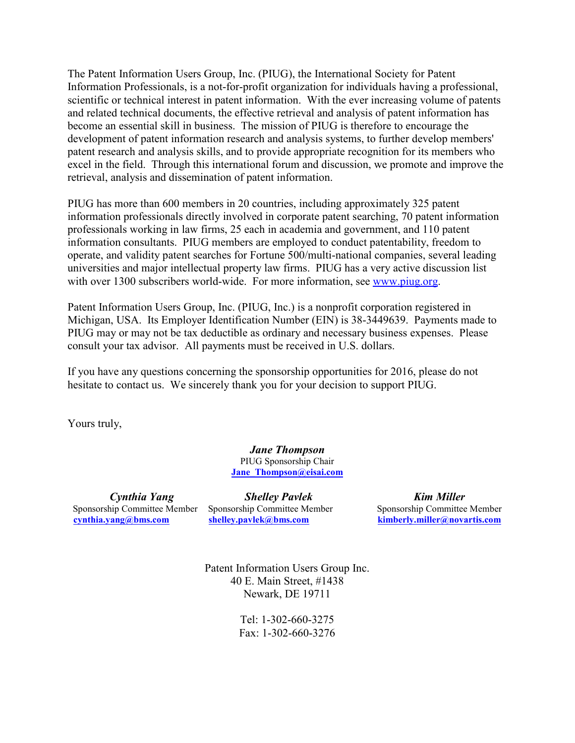The Patent Information Users Group, Inc. (PIUG), the International Society for Patent Information Professionals, is a not-for-profit organization for individuals having a professional, scientific or technical interest in patent information. With the ever increasing volume of patents and related technical documents, the effective retrieval and analysis of patent information has become an essential skill in business. The mission of PIUG is therefore to encourage the development of patent information research and analysis systems, to further develop members' patent research and analysis skills, and to provide appropriate recognition for its members who excel in the field. Through this international forum and discussion, we promote and improve the retrieval, analysis and dissemination of patent information.

PIUG has more than 600 members in 20 countries, including approximately 325 patent information professionals directly involved in corporate patent searching, 70 patent information professionals working in law firms, 25 each in academia and government, and 110 patent information consultants. PIUG members are employed to conduct patentability, freedom to operate, and validity patent searches for Fortune 500/multi-national companies, several leading universities and major intellectual property law firms. PIUG has a very active discussion list with over 1300 subscribers world-wide. For more information, see [www.piug.org](http://www.piug.org).

Patent Information Users Group, Inc. (PIUG, Inc.) is a nonprofit corporation registered in Michigan, USA. Its Employer Identification Number (EIN) is 38-3449639. Payments made to PIUG may or may not be tax deductible as ordinary and necessary business expenses. Please consult your tax advisor. All payments must be received in U.S. dollars.

If you have any questions concerning the sponsorship opportunities for 2016, please do not hesitate to contact us. We sincerely thank you for your decision to support PIUG.

Yours truly,

***Jane Thompson***
PIUG Sponsorship Chair
**Jane_Thompson@eisai.com**

***Cynthia Yang***
Sponsorship Committee Member
**cynthia.yang@bms.com**

***Shelley Pavlek***
Sponsorship Committee Member
**shelley.pavlek@bms.com**

***Kim Miller***
Sponsorship Committee Member
**kimberly.miller@novartis.com**

Patent Information Users Group Inc.
40 E. Main Street, #1438
Newark, DE 19711

Tel: 1-302-660-3275
Fax: 1-302-660-3276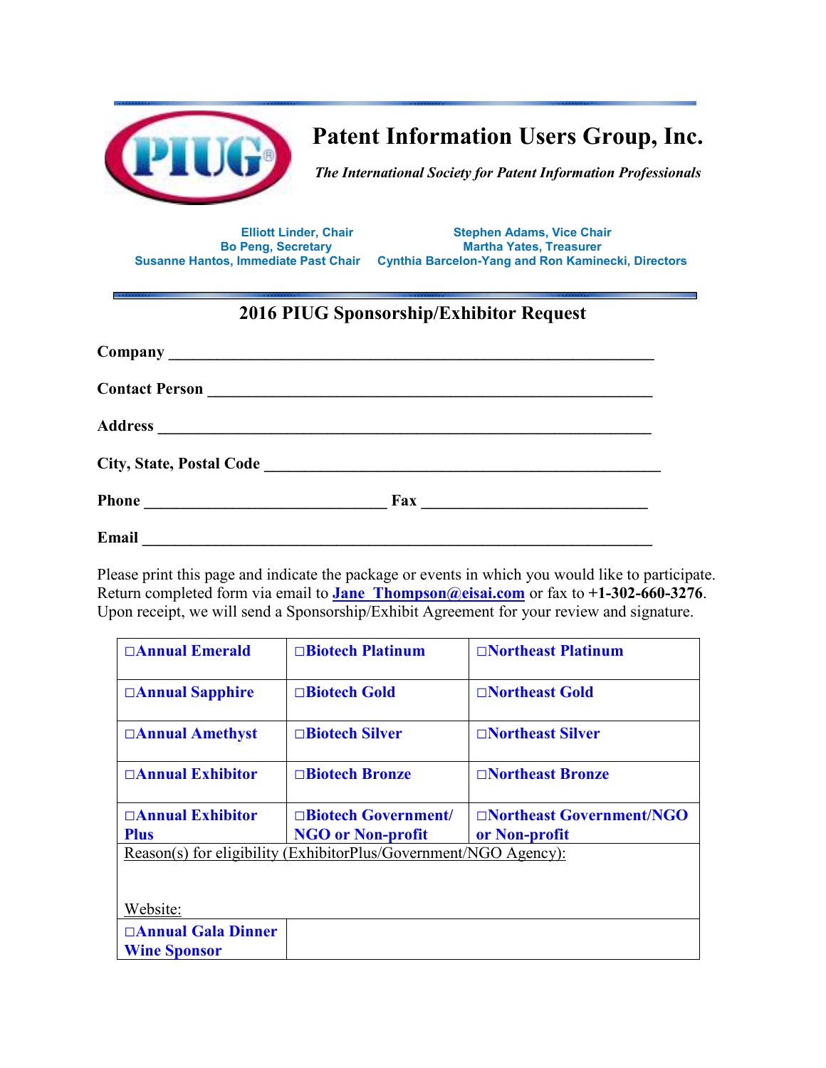# Patent Information Users Group, Inc.

*The International Society for Patent Information Professionals*

Elliott Linder, Chair
Bo Peng, Secretary
Susanne Hantos, Immediate Past Chair

Stephen Adams, Vice Chair
Martha Yates, Treasurer
Cynthia Barcelon-Yang and Ron Kaminecki, Directors

## 2016 PIUG Sponsorship/Exhibitor Request

**Company** ____________________________________________________________

**Contact Person** ______________________________________________________

**Address** ____________________________________________________________

**City, State, Postal Code** ______________________________________________

**Phone** ______________________________ **Fax** ___________________________

**Email** ______________________________________________________________

Please print this page and indicate the package or events in which you would like to participate. Return completed form via email to **Jane_Thompson@eisai.com** or fax to **+1-302-660-3276**. Upon receipt, we will send a Sponsorship/Exhibit Agreement for your review and signature.

| | | |
|---|---|---|
| **□Annual Emerald** | **□Biotech Platinum** | **□Northeast Platinum** |
| **□Annual Sapphire** | **□Biotech Gold** | **□Northeast Gold** |
| **□Annual Amethyst** | **□Biotech Silver** | **□Northeast Silver** |
| **□Annual Exhibitor** | **□Biotech Bronze** | **□Northeast Bronze** |
| **□Annual Exhibitor Plus** | **□Biotech Government/ NGO or Non-profit** | **□Northeast Government/NGO or Non-profit** |
| Reason(s) for eligibility (ExhibitorPlus/Government/NGO Agency): <br><br> Website: | | |
| **□Annual Gala Dinner Wine Sponsor** | | |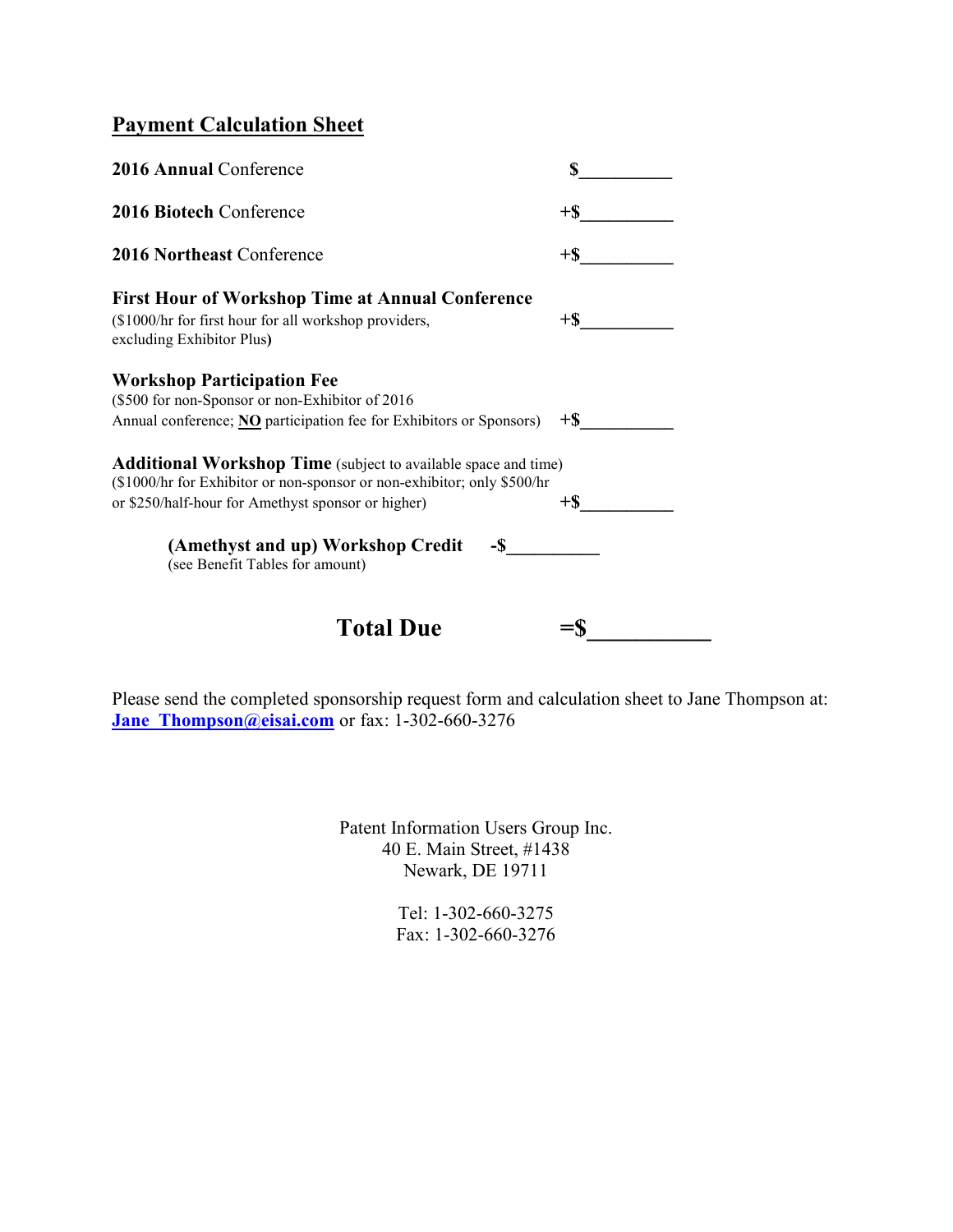## Payment Calculation Sheet

**2016 Annual** Conference $__________

**2016 Biotech** Conference +$__________

**2016 Northeast** Conference +$__________

**First Hour of Workshop Time at Annual Conference**
($1000/hr for first hour for all workshop providers, excluding Exhibitor Plus**)** +$__________

**Workshop Participation Fee**
($500 for non-Sponsor or non-Exhibitor of 2016 Annual conference; **NO** participation fee for Exhibitors or Sponsors) +$__________

**Additional Workshop Time** (subject to available space and time)
($1000/hr for Exhibitor or non-sponsor or non-exhibitor; only $500/hr or $250/half-hour for Amethyst sponsor or higher) +$__________

**(Amethyst and up) Workshop Credit** -$__________
(see Benefit Tables for amount)

**Total Due** =$__________

Please send the completed sponsorship request form and calculation sheet to Jane Thompson at: [Jane_Thompson@eisai.com](mailto:Jane_Thompson@eisai.com) or fax: 1-302-660-3276

Patent Information Users Group Inc.
40 E. Main Street, #1438
Newark, DE 19711

Tel: 1-302-660-3275
Fax: 1-302-660-3276